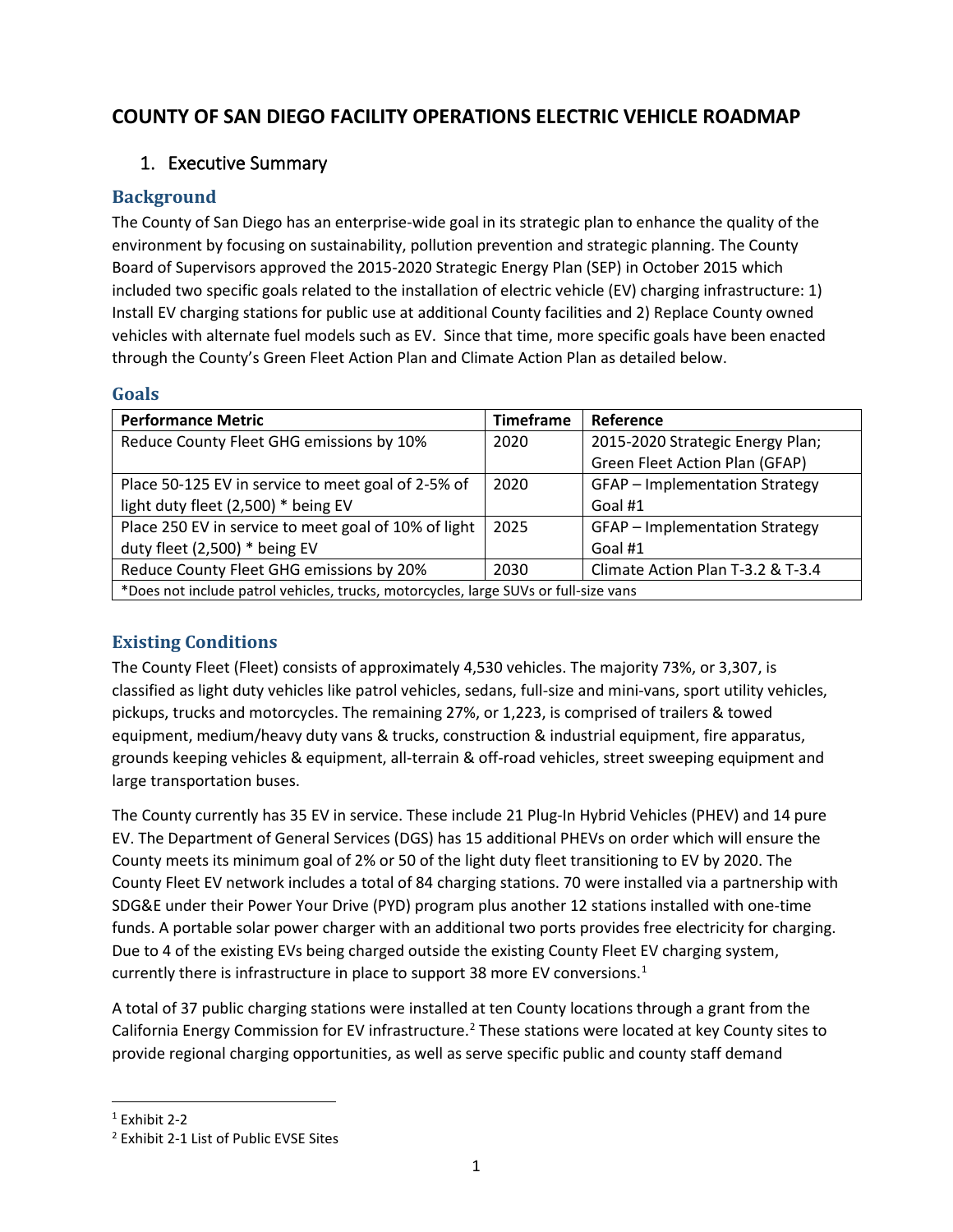# COUNTY OF SAN DIEGO FACILITY OPERATIONS ELECTRIC VEHICLE ROADMAP

## 1. Executive Summary

### Background

The County of San Diego has an enterprise-wide goal in its strategic plan to enhance the quality of the environment by focusing on sustainability, pollution prevention and strategic planning. The County Board of Supervisors approved the 2015-2020 Strategic Energy Plan (SEP) in October 2015 which included two specific goals related to the installation of electric vehicle (EV) charging infrastructure: 1) Install EV charging stations for public use at additional County facilities and 2) Replace County owned vehicles with alternate fuel models such as EV. Since that time, more specific goals have been enacted through the County's Green Fleet Action Plan and Climate Action Plan as detailed below.

### Goals

| Performance Metric | Timeframe | Reference |
| --- | --- | --- |
| Reduce County Fleet GHG emissions by 10% | 2020 | 2015-2020 Strategic Energy Plan; Green Fleet Action Plan (GFAP) |
| Place 50-125 EV in service to meet goal of 2-5% of light duty fleet (2,500) * being EV | 2020 | GFAP – Implementation Strategy Goal #1 |
| Place 250 EV in service to meet goal of 10% of light duty fleet (2,500) * being EV | 2025 | GFAP – Implementation Strategy Goal #1 |
| Reduce County Fleet GHG emissions by 20% | 2030 | Climate Action Plan T-3.2 & T-3.4 |
| *Does not include patrol vehicles, trucks, motorcycles, large SUVs or full-size vans | | |

### Existing Conditions

The County Fleet (Fleet) consists of approximately 4,530 vehicles. The majority 73%, or 3,307, is classified as light duty vehicles like patrol vehicles, sedans, full-size and mini-vans, sport utility vehicles, pickups, trucks and motorcycles. The remaining 27%, or 1,223, is comprised of trailers & towed equipment, medium/heavy duty vans & trucks, construction & industrial equipment, fire apparatus, grounds keeping vehicles & equipment, all-terrain & off-road vehicles, street sweeping equipment and large transportation buses.

The County currently has 35 EV in service. These include 21 Plug-In Hybrid Vehicles (PHEV) and 14 pure EV. The Department of General Services (DGS) has 15 additional PHEVs on order which will ensure the County meets its minimum goal of 2% or 50 of the light duty fleet transitioning to EV by 2020. The County Fleet EV network includes a total of 84 charging stations. 70 were installed via a partnership with SDG&E under their Power Your Drive (PYD) program plus another 12 stations installed with one-time funds. A portable solar power charger with an additional two ports provides free electricity for charging. Due to 4 of the existing EVs being charged outside the existing County Fleet EV charging system, currently there is infrastructure in place to support 38 more EV conversions.[1]

A total of 37 public charging stations were installed at ten County locations through a grant from the California Energy Commission for EV infrastructure.[2] These stations were located at key County sites to provide regional charging opportunities, as well as serve specific public and county staff demand

[1] Exhibit 2-2

[2] Exhibit 2-1 List of Public EVSE Sites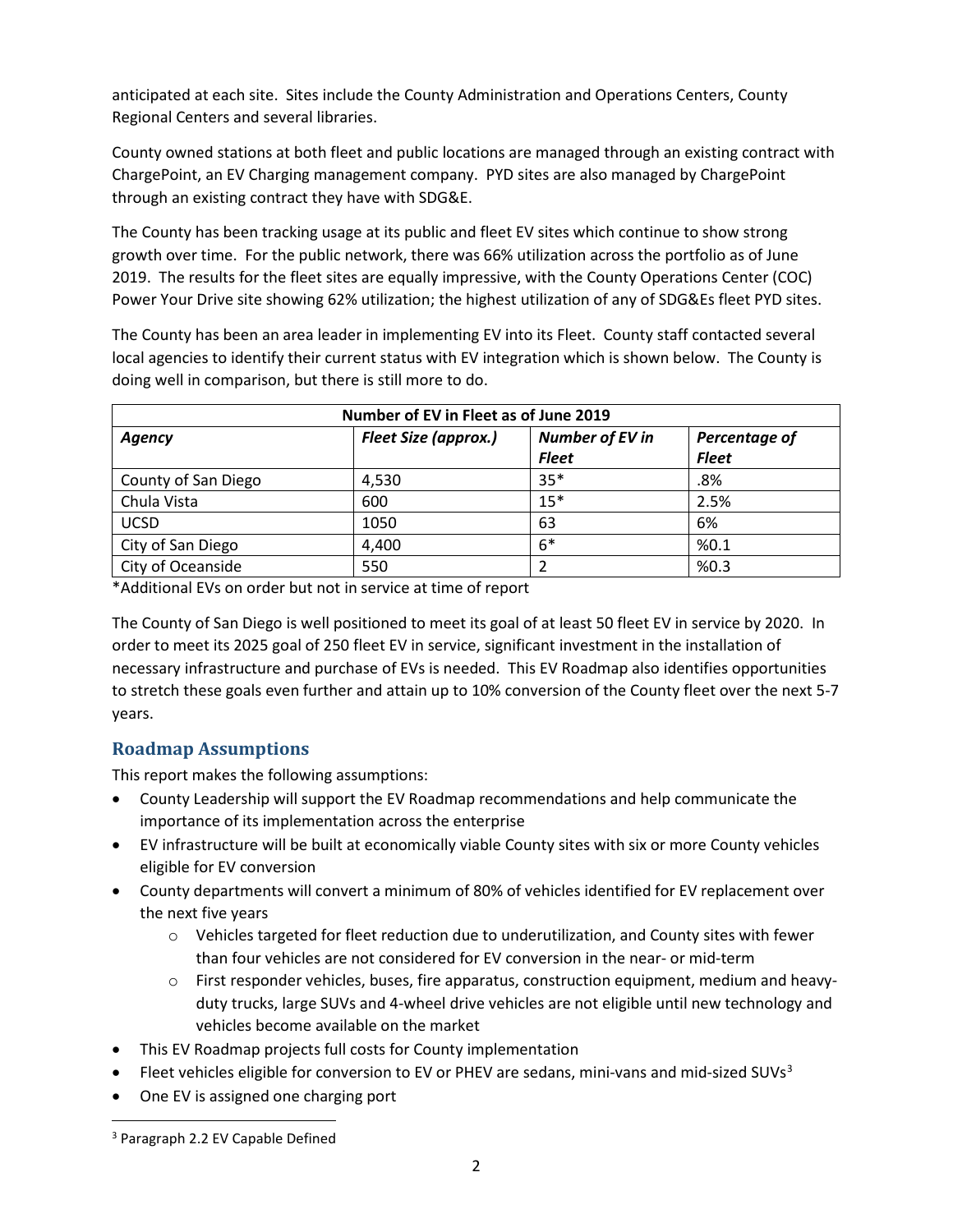anticipated at each site. Sites include the County Administration and Operations Centers, County Regional Centers and several libraries.

County owned stations at both fleet and public locations are managed through an existing contract with ChargePoint, an EV Charging management company. PYD sites are also managed by ChargePoint through an existing contract they have with SDG&E.

The County has been tracking usage at its public and fleet EV sites which continue to show strong growth over time. For the public network, there was 66% utilization across the portfolio as of June 2019. The results for the fleet sites are equally impressive, with the County Operations Center (COC) Power Your Drive site showing 62% utilization; the highest utilization of any of SDG&Es fleet PYD sites.

The County has been an area leader in implementing EV into its Fleet. County staff contacted several local agencies to identify their current status with EV integration which is shown below. The County is doing well in comparison, but there is still more to do.

| Number of EV in Fleet as of June 2019 | | | |
|---|---|---|---|
| ***Agency*** | ***Fleet Size (approx.)*** | ***Number of EV in Fleet*** | ***Percentage of Fleet*** |
| County of San Diego | 4,530 | 35* | .8% |
| Chula Vista | 600 | 15* | 2.5% |
| UCSD | 1050 | 63 | 6% |
| City of San Diego | 4,400 | 6* | %0.1 |
| City of Oceanside | 550 | 2 | %0.3 |

*Additional EVs on order but not in service at time of report

The County of San Diego is well positioned to meet its goal of at least 50 fleet EV in service by 2020. In order to meet its 2025 goal of 250 fleet EV in service, significant investment in the installation of necessary infrastructure and purchase of EVs is needed. This EV Roadmap also identifies opportunities to stretch these goals even further and attain up to 10% conversion of the County fleet over the next 5-7 years.

## Roadmap Assumptions

This report makes the following assumptions:

- County Leadership will support the EV Roadmap recommendations and help communicate the importance of its implementation across the enterprise
- EV infrastructure will be built at economically viable County sites with six or more County vehicles eligible for EV conversion
- County departments will convert a minimum of 80% of vehicles identified for EV replacement over the next five years
  - Vehicles targeted for fleet reduction due to underutilization, and County sites with fewer than four vehicles are not considered for EV conversion in the near- or mid-term
  - First responder vehicles, buses, fire apparatus, construction equipment, medium and heavy-duty trucks, large SUVs and 4-wheel drive vehicles are not eligible until new technology and vehicles become available on the market
- This EV Roadmap projects full costs for County implementation
- Fleet vehicles eligible for conversion to EV or PHEV are sedans, mini-vans and mid-sized SUVs[3]
- One EV is assigned one charging port

[3] Paragraph 2.2 EV Capable Defined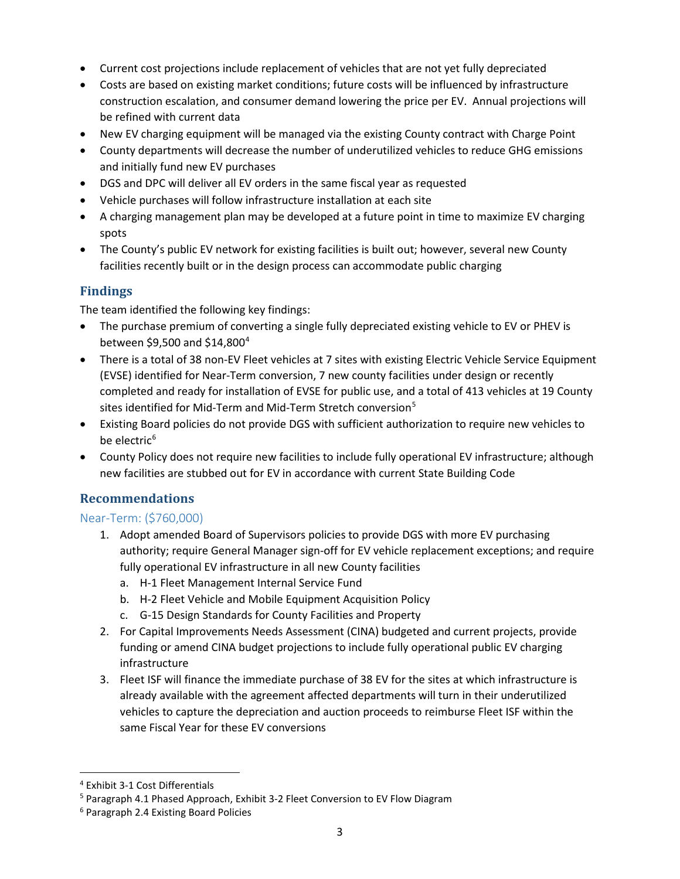- Current cost projections include replacement of vehicles that are not yet fully depreciated
- Costs are based on existing market conditions; future costs will be influenced by infrastructure construction escalation, and consumer demand lowering the price per EV. Annual projections will be refined with current data
- New EV charging equipment will be managed via the existing County contract with Charge Point
- County departments will decrease the number of underutilized vehicles to reduce GHG emissions and initially fund new EV purchases
- DGS and DPC will deliver all EV orders in the same fiscal year as requested
- Vehicle purchases will follow infrastructure installation at each site
- A charging management plan may be developed at a future point in time to maximize EV charging spots
- The County's public EV network for existing facilities is built out; however, several new County facilities recently built or in the design process can accommodate public charging

## Findings

The team identified the following key findings:

- The purchase premium of converting a single fully depreciated existing vehicle to EV or PHEV is between $9,500 and $14,800[4]
- There is a total of 38 non-EV Fleet vehicles at 7 sites with existing Electric Vehicle Service Equipment (EVSE) identified for Near-Term conversion, 7 new county facilities under design or recently completed and ready for installation of EVSE for public use, and a total of 413 vehicles at 19 County sites identified for Mid-Term and Mid-Term Stretch conversion[5]
- Existing Board policies do not provide DGS with sufficient authorization to require new vehicles to be electric[6]
- County Policy does not require new facilities to include fully operational EV infrastructure; although new facilities are stubbed out for EV in accordance with current State Building Code

## Recommendations

### Near-Term: ($760,000)

1. Adopt amended Board of Supervisors policies to provide DGS with more EV purchasing authority; require General Manager sign-off for EV vehicle replacement exceptions; and require fully operational EV infrastructure in all new County facilities
   a. H-1 Fleet Management Internal Service Fund
   b. H-2 Fleet Vehicle and Mobile Equipment Acquisition Policy
   c. G-15 Design Standards for County Facilities and Property
2. For Capital Improvements Needs Assessment (CINA) budgeted and current projects, provide funding or amend CINA budget projections to include fully operational public EV charging infrastructure
3. Fleet ISF will finance the immediate purchase of 38 EV for the sites at which infrastructure is already available with the agreement affected departments will turn in their underutilized vehicles to capture the depreciation and auction proceeds to reimburse Fleet ISF within the same Fiscal Year for these EV conversions

---

[4] Exhibit 3-1 Cost Differentials

[5] Paragraph 4.1 Phased Approach, Exhibit 3-2 Fleet Conversion to EV Flow Diagram

[6] Paragraph 2.4 Existing Board Policies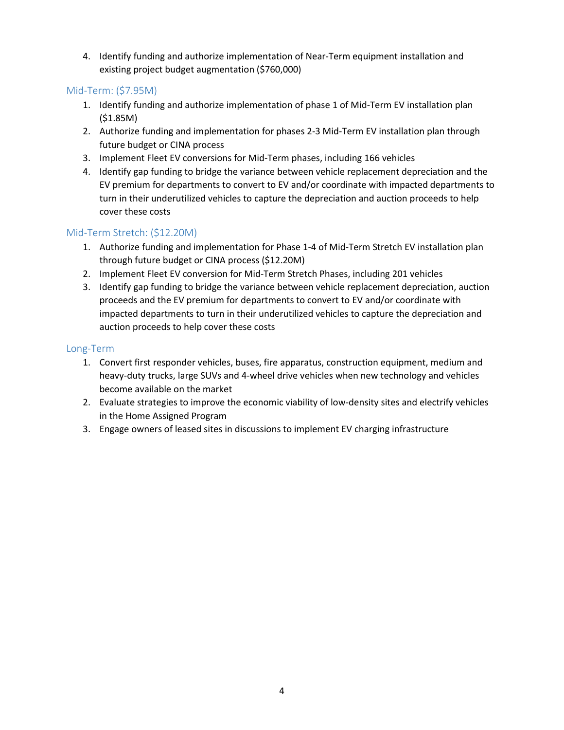4. Identify funding and authorize implementation of Near-Term equipment installation and existing project budget augmentation ($760,000)

### Mid-Term: ($7.95M)

1. Identify funding and authorize implementation of phase 1 of Mid-Term EV installation plan ($1.85M)
2. Authorize funding and implementation for phases 2-3 Mid-Term EV installation plan through future budget or CINA process
3. Implement Fleet EV conversions for Mid-Term phases, including 166 vehicles
4. Identify gap funding to bridge the variance between vehicle replacement depreciation and the EV premium for departments to convert to EV and/or coordinate with impacted departments to turn in their underutilized vehicles to capture the depreciation and auction proceeds to help cover these costs

### Mid-Term Stretch: ($12.20M)

1. Authorize funding and implementation for Phase 1-4 of Mid-Term Stretch EV installation plan through future budget or CINA process ($12.20M)
2. Implement Fleet EV conversion for Mid-Term Stretch Phases, including 201 vehicles
3. Identify gap funding to bridge the variance between vehicle replacement depreciation, auction proceeds and the EV premium for departments to convert to EV and/or coordinate with impacted departments to turn in their underutilized vehicles to capture the depreciation and auction proceeds to help cover these costs

### Long-Term

1. Convert first responder vehicles, buses, fire apparatus, construction equipment, medium and heavy-duty trucks, large SUVs and 4-wheel drive vehicles when new technology and vehicles become available on the market
2. Evaluate strategies to improve the economic viability of low-density sites and electrify vehicles in the Home Assigned Program
3. Engage owners of leased sites in discussions to implement EV charging infrastructure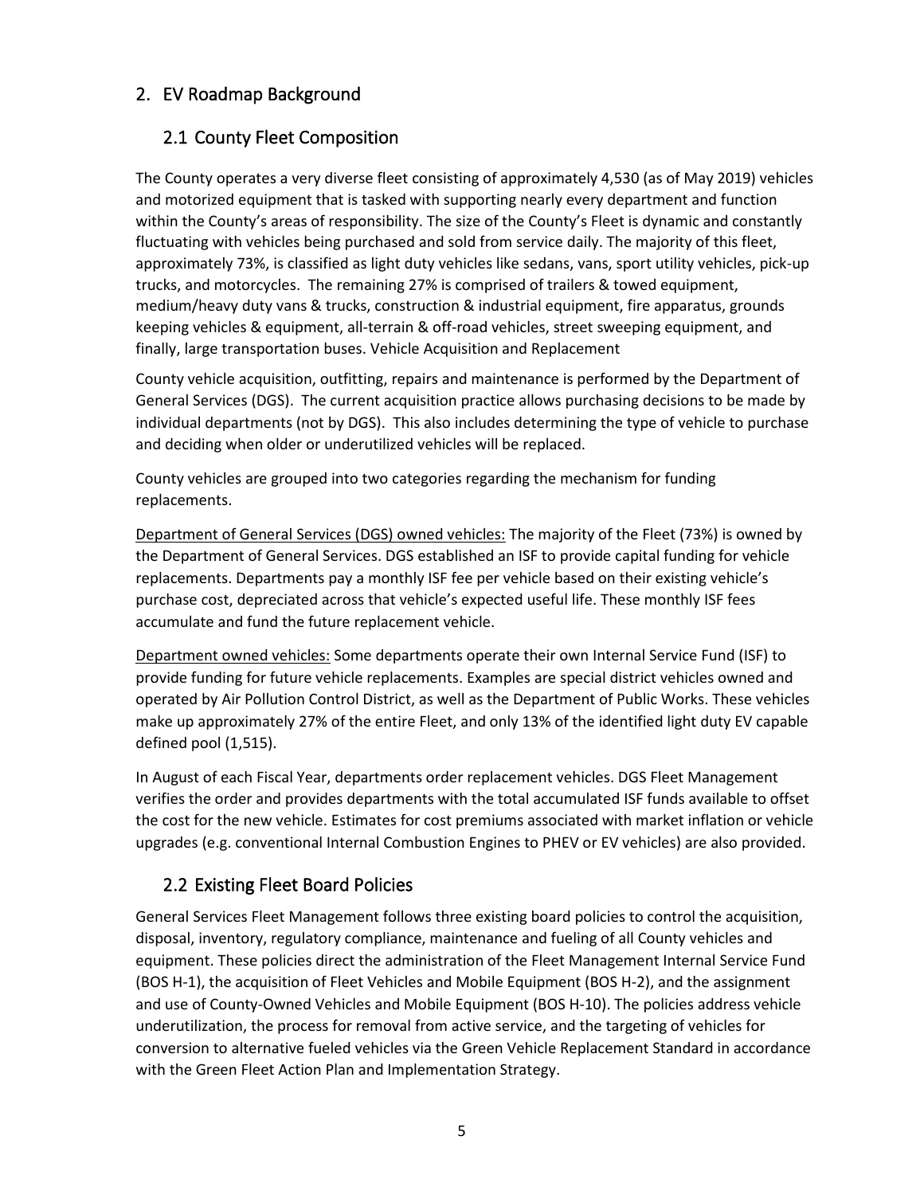## 2. EV Roadmap Background

### 2.1 County Fleet Composition

The County operates a very diverse fleet consisting of approximately 4,530 (as of May 2019) vehicles and motorized equipment that is tasked with supporting nearly every department and function within the County's areas of responsibility. The size of the County's Fleet is dynamic and constantly fluctuating with vehicles being purchased and sold from service daily. The majority of this fleet, approximately 73%, is classified as light duty vehicles like sedans, vans, sport utility vehicles, pick-up trucks, and motorcycles. The remaining 27% is comprised of trailers & towed equipment, medium/heavy duty vans & trucks, construction & industrial equipment, fire apparatus, grounds keeping vehicles & equipment, all-terrain & off-road vehicles, street sweeping equipment, and finally, large transportation buses. Vehicle Acquisition and Replacement

County vehicle acquisition, outfitting, repairs and maintenance is performed by the Department of General Services (DGS). The current acquisition practice allows purchasing decisions to be made by individual departments (not by DGS). This also includes determining the type of vehicle to purchase and deciding when older or underutilized vehicles will be replaced.

County vehicles are grouped into two categories regarding the mechanism for funding replacements.

<u>Department of General Services (DGS) owned vehicles:</u> The majority of the Fleet (73%) is owned by the Department of General Services. DGS established an ISF to provide capital funding for vehicle replacements. Departments pay a monthly ISF fee per vehicle based on their existing vehicle's purchase cost, depreciated across that vehicle's expected useful life. These monthly ISF fees accumulate and fund the future replacement vehicle.

<u>Department owned vehicles:</u> Some departments operate their own Internal Service Fund (ISF) to provide funding for future vehicle replacements. Examples are special district vehicles owned and operated by Air Pollution Control District, as well as the Department of Public Works. These vehicles make up approximately 27% of the entire Fleet, and only 13% of the identified light duty EV capable defined pool (1,515).

In August of each Fiscal Year, departments order replacement vehicles. DGS Fleet Management verifies the order and provides departments with the total accumulated ISF funds available to offset the cost for the new vehicle. Estimates for cost premiums associated with market inflation or vehicle upgrades (e.g. conventional Internal Combustion Engines to PHEV or EV vehicles) are also provided.

### 2.2 Existing Fleet Board Policies

General Services Fleet Management follows three existing board policies to control the acquisition, disposal, inventory, regulatory compliance, maintenance and fueling of all County vehicles and equipment. These policies direct the administration of the Fleet Management Internal Service Fund (BOS H-1), the acquisition of Fleet Vehicles and Mobile Equipment (BOS H-2), and the assignment and use of County-Owned Vehicles and Mobile Equipment (BOS H-10). The policies address vehicle underutilization, the process for removal from active service, and the targeting of vehicles for conversion to alternative fueled vehicles via the Green Vehicle Replacement Standard in accordance with the Green Fleet Action Plan and Implementation Strategy.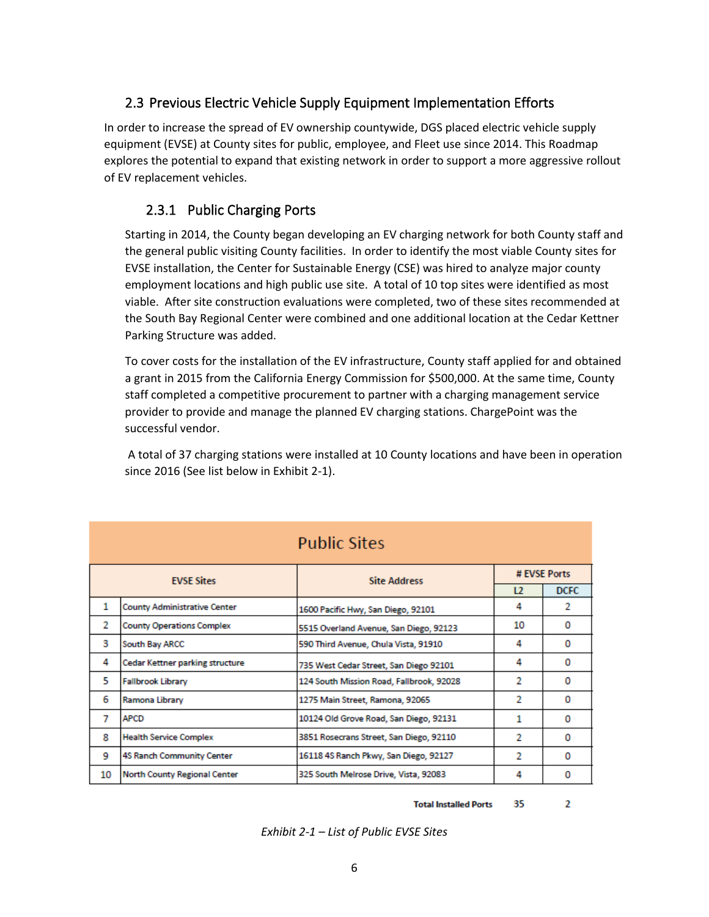## 2.3 Previous Electric Vehicle Supply Equipment Implementation Efforts

In order to increase the spread of EV ownership countywide, DGS placed electric vehicle supply equipment (EVSE) at County sites for public, employee, and Fleet use since 2014. This Roadmap explores the potential to expand that existing network in order to support a more aggressive rollout of EV replacement vehicles.

### 2.3.1 Public Charging Ports

Starting in 2014, the County began developing an EV charging network for both County staff and the general public visiting County facilities. In order to identify the most viable County sites for EVSE installation, the Center for Sustainable Energy (CSE) was hired to analyze major county employment locations and high public use site. A total of 10 top sites were identified as most viable. After site construction evaluations were completed, two of these sites recommended at the South Bay Regional Center were combined and one additional location at the Cedar Kettner Parking Structure was added.

To cover costs for the installation of the EV infrastructure, County staff applied for and obtained a grant in 2015 from the California Energy Commission for $500,000. At the same time, County staff completed a competitive procurement to partner with a charging management service provider to provide and manage the planned EV charging stations. ChargePoint was the successful vendor.

A total of 37 charging stations were installed at 10 County locations and have been in operation since 2016 (See list below in Exhibit 2-1).

| Public Sites | | | | |
|---|---|---|---|---|
| EVSE Sites | | Site Address | # EVSE Ports | |
| | | | L2 | DCFC |
| 1 | County Administrative Center | 1600 Pacific Hwy, San Diego, 92101 | 4 | 2 |
| 2 | County Operations Complex | 5515 Overland Avenue, San Diego, 92123 | 10 | 0 |
| 3 | South Bay ARCC | 590 Third Avenue, Chula Vista, 91910 | 4 | 0 |
| 4 | Cedar Kettner parking structure | 735 West Cedar Street, San Diego 92101 | 4 | 0 |
| 5 | Fallbrook Library | 124 South Mission Road, Fallbrook, 92028 | 2 | 0 |
| 6 | Ramona Library | 1275 Main Street, Ramona, 92065 | 2 | 0 |
| 7 | APCD | 10124 Old Grove Road, San Diego, 92131 | 1 | 0 |
| 8 | Health Service Complex | 3851 Rosecrans Street, San Diego, 92110 | 2 | 0 |
| 9 | 4S Ranch Community Center | 16118 4S Ranch Pkwy, San Diego, 92127 | 2 | 0 |
| 10 | North County Regional Center | 325 South Melrose Drive, Vista, 92083 | 4 | 0 |
| | | **Total Installed Ports** | 35 | 2 |

*Exhibit 2-1 – List of Public EVSE Sites*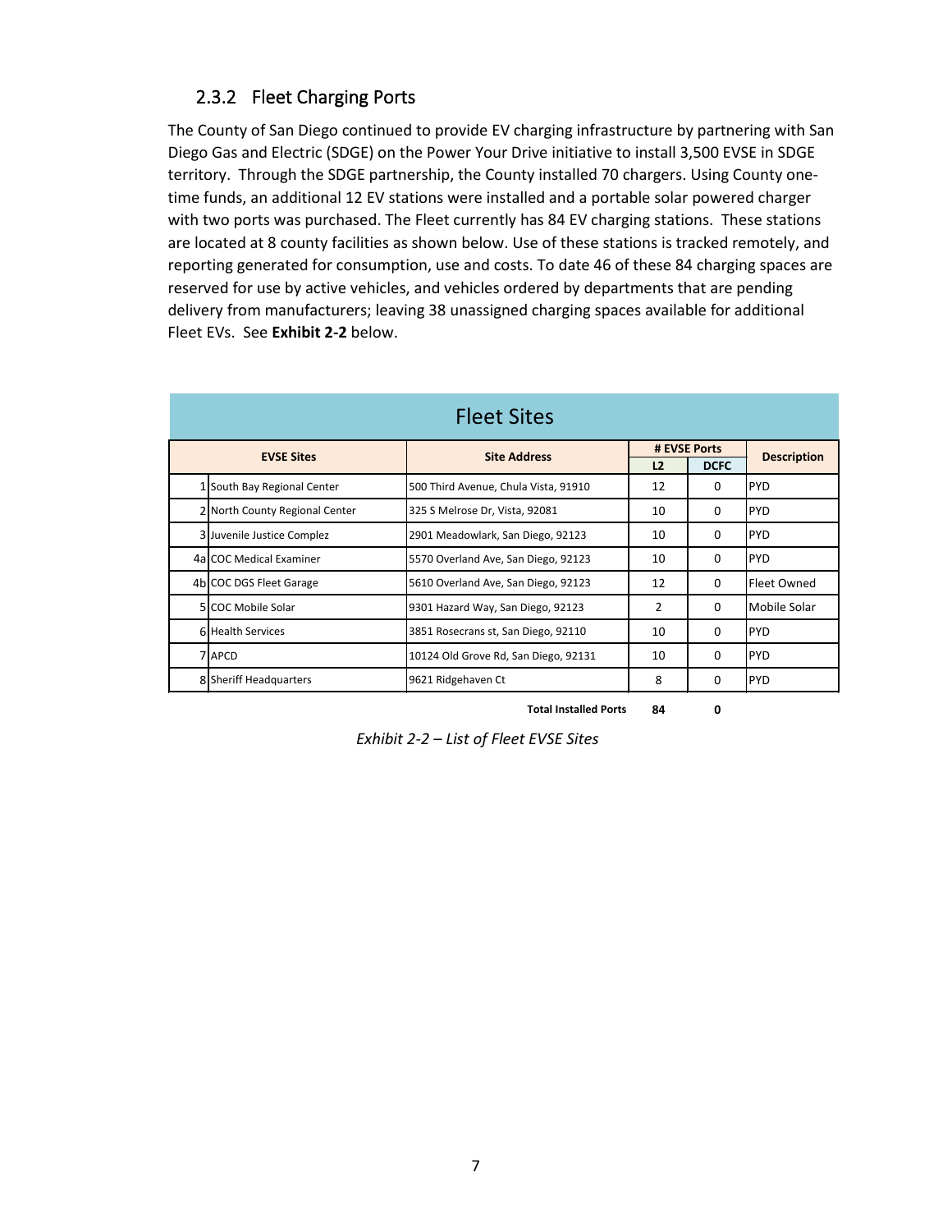### 2.3.2 Fleet Charging Ports

The County of San Diego continued to provide EV charging infrastructure by partnering with San Diego Gas and Electric (SDGE) on the Power Your Drive initiative to install 3,500 EVSE in SDGE territory. Through the SDGE partnership, the County installed 70 chargers. Using County one-time funds, an additional 12 EV stations were installed and a portable solar powered charger with two ports was purchased. The Fleet currently has 84 EV charging stations. These stations are located at 8 county facilities as shown below. Use of these stations is tracked remotely, and reporting generated for consumption, use and costs. To date 46 of these 84 charging spaces are reserved for use by active vehicles, and vehicles ordered by departments that are pending delivery from manufacturers; leaving 38 unassigned charging spaces available for additional Fleet EVs. See **Exhibit 2-2** below.

| Fleet Sites | | | | | |
|---|---|---|---|---|---|
| | **EVSE Sites** | **Site Address** | **# EVSE Ports** | | **Description** |
| | | | **L2** | **DCFC** | |
| 1 | South Bay Regional Center | 500 Third Avenue, Chula Vista, 91910 | 12 | 0 | PYD |
| 2 | North County Regional Center | 325 S Melrose Dr, Vista, 92081 | 10 | 0 | PYD |
| 3 | Juvenile Justice Complez | 2901 Meadowlark, San Diego, 92123 | 10 | 0 | PYD |
| 4a | COC Medical Examiner | 5570 Overland Ave, San Diego, 92123 | 10 | 0 | PYD |
| 4b | COC DGS Fleet Garage | 5610 Overland Ave, San Diego, 92123 | 12 | 0 | Fleet Owned |
| 5 | COC Mobile Solar | 9301 Hazard Way, San Diego, 92123 | 2 | 0 | Mobile Solar |
| 6 | Health Services | 3851 Rosecrans st, San Diego, 92110 | 10 | 0 | PYD |
| 7 | APCD | 10124 Old Grove Rd, San Diego, 92131 | 10 | 0 | PYD |
| 8 | Sheriff Headquarters | 9621 Ridgehaven Ct | 8 | 0 | PYD |
| | | **Total Installed Ports** | **84** | **0** | |

*Exhibit 2-2 – List of Fleet EVSE Sites*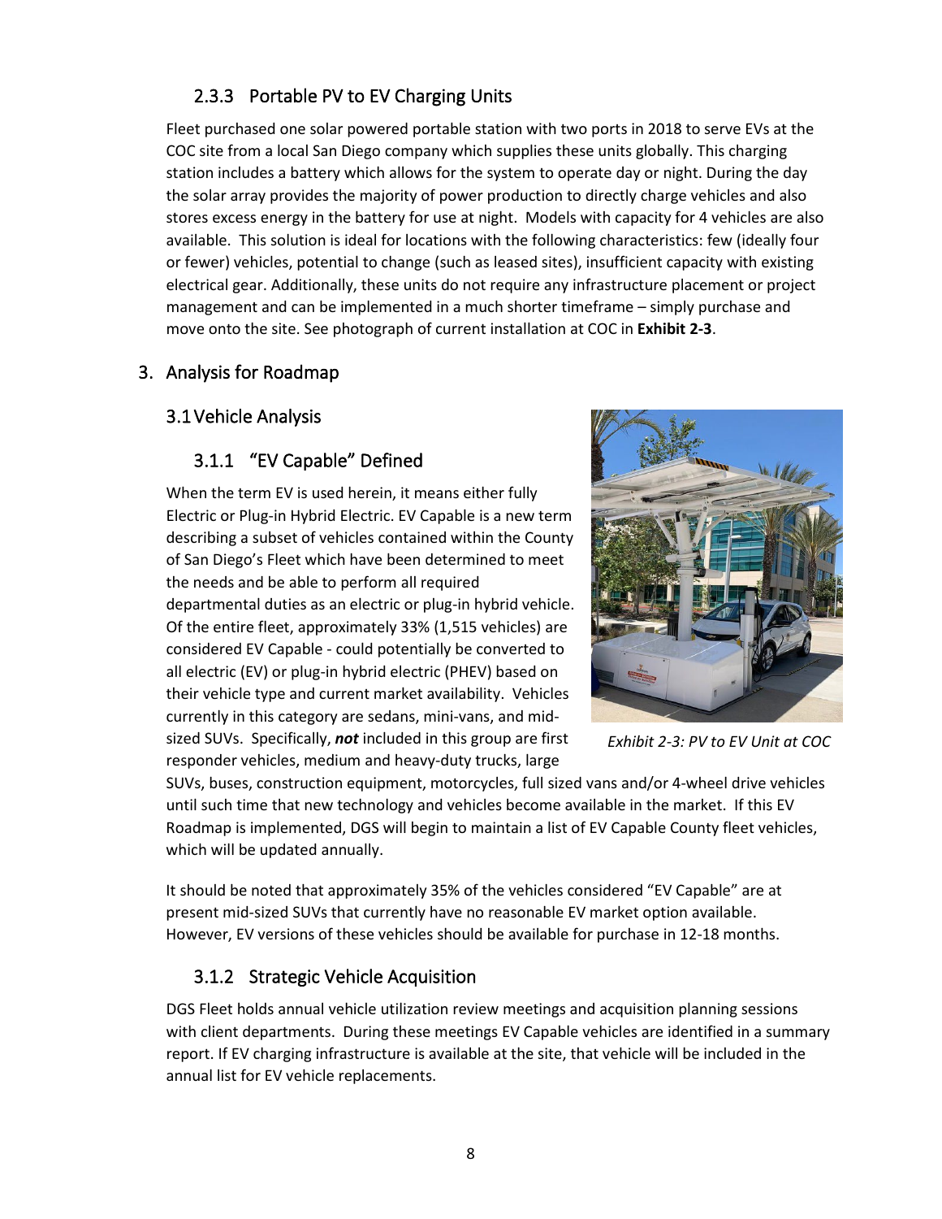### 2.3.3 Portable PV to EV Charging Units

Fleet purchased one solar powered portable station with two ports in 2018 to serve EVs at the COC site from a local San Diego company which supplies these units globally. This charging station includes a battery which allows for the system to operate day or night. During the day the solar array provides the majority of power production to directly charge vehicles and also stores excess energy in the battery for use at night. Models with capacity for 4 vehicles are also available. This solution is ideal for locations with the following characteristics: few (ideally four or fewer) vehicles, potential to change (such as leased sites), insufficient capacity with existing electrical gear. Additionally, these units do not require any infrastructure placement or project management and can be implemented in a much shorter timeframe – simply purchase and move onto the site. See photograph of current installation at COC in **Exhibit 2-3**.

# 3. Analysis for Roadmap

## 3.1 Vehicle Analysis

### 3.1.1 "EV Capable" Defined

When the term EV is used herein, it means either fully Electric or Plug-in Hybrid Electric. EV Capable is a new term describing a subset of vehicles contained within the County of San Diego's Fleet which have been determined to meet the needs and be able to perform all required departmental duties as an electric or plug-in hybrid vehicle. Of the entire fleet, approximately 33% (1,515 vehicles) are considered EV Capable - could potentially be converted to all electric (EV) or plug-in hybrid electric (PHEV) based on their vehicle type and current market availability. Vehicles currently in this category are sedans, mini-vans, and mid-sized SUVs. Specifically, ***not*** included in this group are first responder vehicles, medium and heavy-duty trucks, large SUVs, buses, construction equipment, motorcycles, full sized vans and/or 4-wheel drive vehicles until such time that new technology and vehicles become available in the market. If this EV Roadmap is implemented, DGS will begin to maintain a list of EV Capable County fleet vehicles, which will be updated annually.

*Exhibit 2-3: PV to EV Unit at COC*

It should be noted that approximately 35% of the vehicles considered "EV Capable" are at present mid-sized SUVs that currently have no reasonable EV market option available. However, EV versions of these vehicles should be available for purchase in 12-18 months.

### 3.1.2 Strategic Vehicle Acquisition

DGS Fleet holds annual vehicle utilization review meetings and acquisition planning sessions with client departments. During these meetings EV Capable vehicles are identified in a summary report. If EV charging infrastructure is available at the site, that vehicle will be included in the annual list for EV vehicle replacements.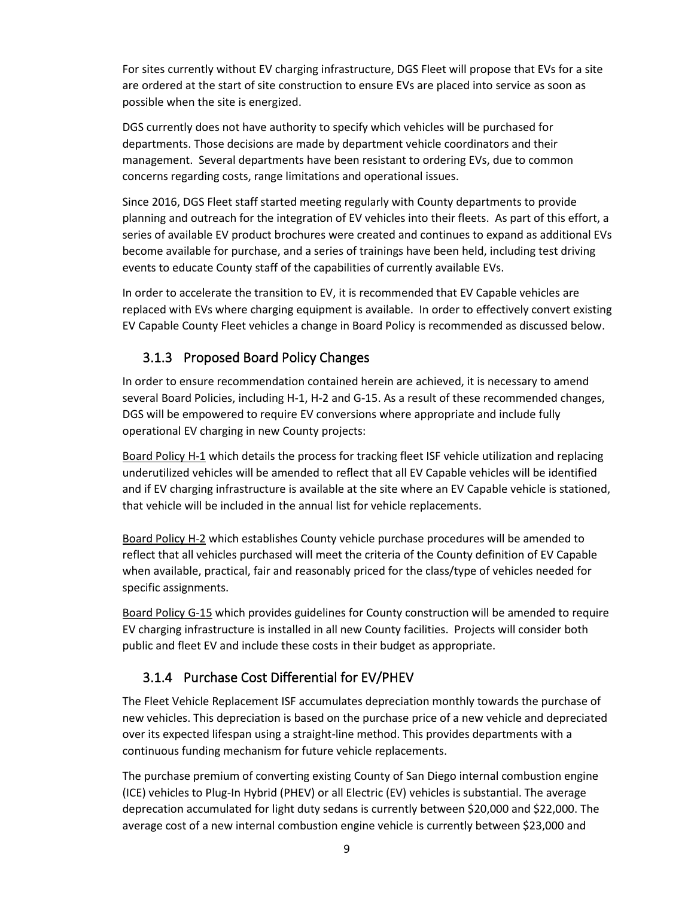For sites currently without EV charging infrastructure, DGS Fleet will propose that EVs for a site are ordered at the start of site construction to ensure EVs are placed into service as soon as possible when the site is energized.

DGS currently does not have authority to specify which vehicles will be purchased for departments. Those decisions are made by department vehicle coordinators and their management. Several departments have been resistant to ordering EVs, due to common concerns regarding costs, range limitations and operational issues.

Since 2016, DGS Fleet staff started meeting regularly with County departments to provide planning and outreach for the integration of EV vehicles into their fleets. As part of this effort, a series of available EV product brochures were created and continues to expand as additional EVs become available for purchase, and a series of trainings have been held, including test driving events to educate County staff of the capabilities of currently available EVs.

In order to accelerate the transition to EV, it is recommended that EV Capable vehicles are replaced with EVs where charging equipment is available. In order to effectively convert existing EV Capable County Fleet vehicles a change in Board Policy is recommended as discussed below.

### 3.1.3 Proposed Board Policy Changes

In order to ensure recommendation contained herein are achieved, it is necessary to amend several Board Policies, including H-1, H-2 and G-15. As a result of these recommended changes, DGS will be empowered to require EV conversions where appropriate and include fully operational EV charging in new County projects:

Board Policy H-1 which details the process for tracking fleet ISF vehicle utilization and replacing underutilized vehicles will be amended to reflect that all EV Capable vehicles will be identified and if EV charging infrastructure is available at the site where an EV Capable vehicle is stationed, that vehicle will be included in the annual list for vehicle replacements.

Board Policy H-2 which establishes County vehicle purchase procedures will be amended to reflect that all vehicles purchased will meet the criteria of the County definition of EV Capable when available, practical, fair and reasonably priced for the class/type of vehicles needed for specific assignments.

Board Policy G-15 which provides guidelines for County construction will be amended to require EV charging infrastructure is installed in all new County facilities. Projects will consider both public and fleet EV and include these costs in their budget as appropriate.

### 3.1.4 Purchase Cost Differential for EV/PHEV

The Fleet Vehicle Replacement ISF accumulates depreciation monthly towards the purchase of new vehicles. This depreciation is based on the purchase price of a new vehicle and depreciated over its expected lifespan using a straight-line method. This provides departments with a continuous funding mechanism for future vehicle replacements.

The purchase premium of converting existing County of San Diego internal combustion engine (ICE) vehicles to Plug-In Hybrid (PHEV) or all Electric (EV) vehicles is substantial. The average deprecation accumulated for light duty sedans is currently between $20,000 and $22,000. The average cost of a new internal combustion engine vehicle is currently between $23,000 and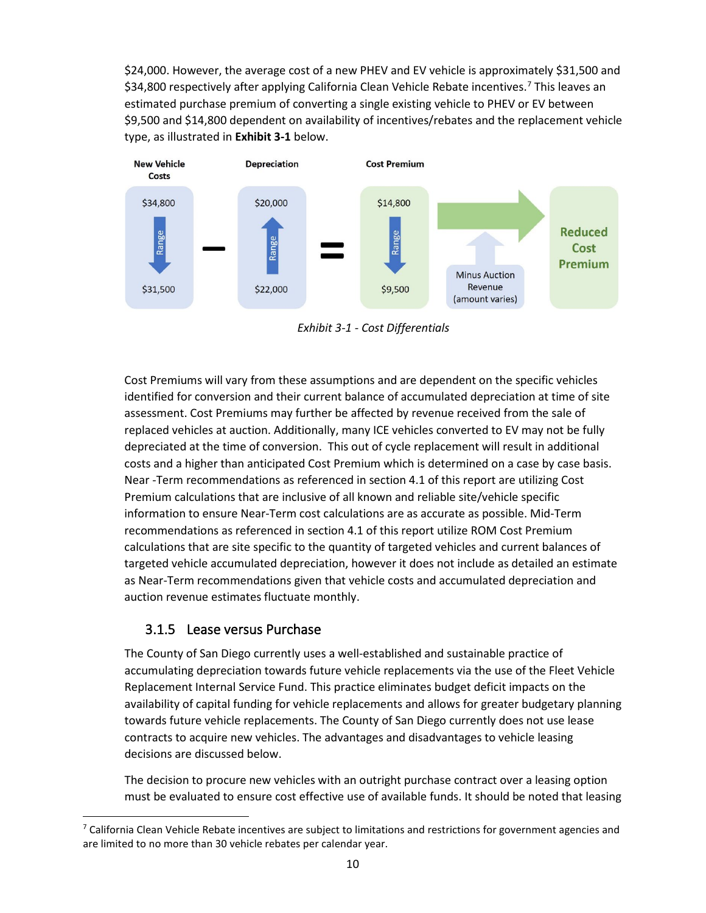$24,000. However, the average cost of a new PHEV and EV vehicle is approximately $31,500 and $34,800 respectively after applying California Clean Vehicle Rebate incentives.[7] This leaves an estimated purchase premium of converting a single existing vehicle to PHEV or EV between $9,500 and $14,800 dependent on availability of incentives/rebates and the replacement vehicle type, as illustrated in **Exhibit 3-1** below.

| New Vehicle Costs | | Depreciation | | Cost Premium | | |
|---|---|---|---|---|---|---|
| $34,800 | − | $20,000 | = | $14,800 | Minus Auction Revenue (amount varies) → | Reduced Cost Premium |
| Range ↓ | | Range ↑ | | Range ↓ | | |
| $31,500 | | $22,000 | | $9,500 | | |

*Exhibit 3-1 - Cost Differentials*

Cost Premiums will vary from these assumptions and are dependent on the specific vehicles identified for conversion and their current balance of accumulated depreciation at time of site assessment. Cost Premiums may further be affected by revenue received from the sale of replaced vehicles at auction. Additionally, many ICE vehicles converted to EV may not be fully depreciated at the time of conversion. This out of cycle replacement will result in additional costs and a higher than anticipated Cost Premium which is determined on a case by case basis. Near -Term recommendations as referenced in section 4.1 of this report are utilizing Cost Premium calculations that are inclusive of all known and reliable site/vehicle specific information to ensure Near-Term cost calculations are as accurate as possible. Mid-Term recommendations as referenced in section 4.1 of this report utilize ROM Cost Premium calculations that are site specific to the quantity of targeted vehicles and current balances of targeted vehicle accumulated depreciation, however it does not include as detailed an estimate as Near-Term recommendations given that vehicle costs and accumulated depreciation and auction revenue estimates fluctuate monthly.

### 3.1.5 Lease versus Purchase

The County of San Diego currently uses a well-established and sustainable practice of accumulating depreciation towards future vehicle replacements via the use of the Fleet Vehicle Replacement Internal Service Fund. This practice eliminates budget deficit impacts on the availability of capital funding for vehicle replacements and allows for greater budgetary planning towards future vehicle replacements. The County of San Diego currently does not use lease contracts to acquire new vehicles. The advantages and disadvantages to vehicle leasing decisions are discussed below.

The decision to procure new vehicles with an outright purchase contract over a leasing option must be evaluated to ensure cost effective use of available funds. It should be noted that leasing

[7] California Clean Vehicle Rebate incentives are subject to limitations and restrictions for government agencies and are limited to no more than 30 vehicle rebates per calendar year.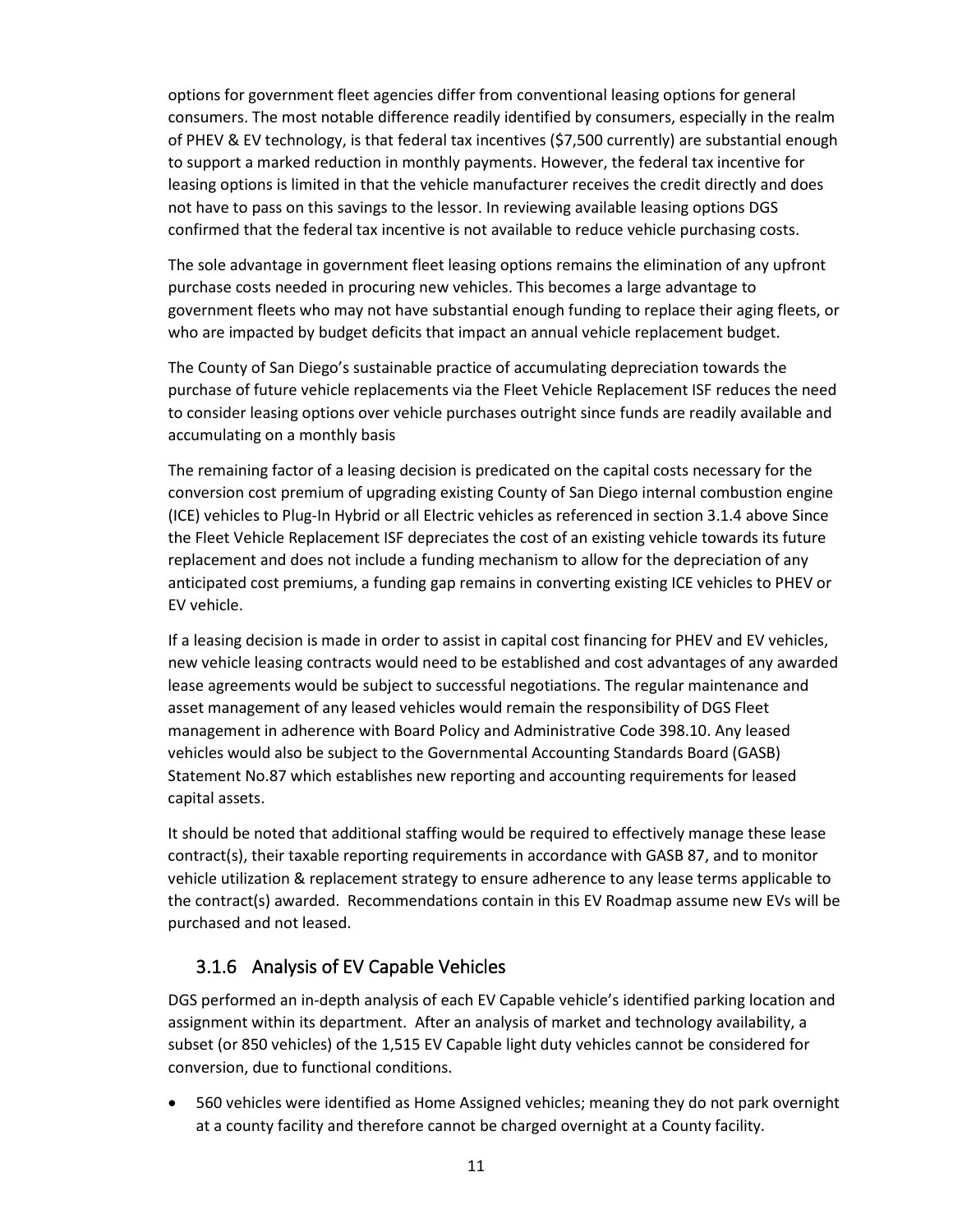options for government fleet agencies differ from conventional leasing options for general consumers. The most notable difference readily identified by consumers, especially in the realm of PHEV & EV technology, is that federal tax incentives ($7,500 currently) are substantial enough to support a marked reduction in monthly payments. However, the federal tax incentive for leasing options is limited in that the vehicle manufacturer receives the credit directly and does not have to pass on this savings to the lessor. In reviewing available leasing options DGS confirmed that the federal tax incentive is not available to reduce vehicle purchasing costs.

The sole advantage in government fleet leasing options remains the elimination of any upfront purchase costs needed in procuring new vehicles. This becomes a large advantage to government fleets who may not have substantial enough funding to replace their aging fleets, or who are impacted by budget deficits that impact an annual vehicle replacement budget.

The County of San Diego's sustainable practice of accumulating depreciation towards the purchase of future vehicle replacements via the Fleet Vehicle Replacement ISF reduces the need to consider leasing options over vehicle purchases outright since funds are readily available and accumulating on a monthly basis

The remaining factor of a leasing decision is predicated on the capital costs necessary for the conversion cost premium of upgrading existing County of San Diego internal combustion engine (ICE) vehicles to Plug-In Hybrid or all Electric vehicles as referenced in section 3.1.4 above Since the Fleet Vehicle Replacement ISF depreciates the cost of an existing vehicle towards its future replacement and does not include a funding mechanism to allow for the depreciation of any anticipated cost premiums, a funding gap remains in converting existing ICE vehicles to PHEV or EV vehicle.

If a leasing decision is made in order to assist in capital cost financing for PHEV and EV vehicles, new vehicle leasing contracts would need to be established and cost advantages of any awarded lease agreements would be subject to successful negotiations. The regular maintenance and asset management of any leased vehicles would remain the responsibility of DGS Fleet management in adherence with Board Policy and Administrative Code 398.10. Any leased vehicles would also be subject to the Governmental Accounting Standards Board (GASB) Statement No.87 which establishes new reporting and accounting requirements for leased capital assets.

It should be noted that additional staffing would be required to effectively manage these lease contract(s), their taxable reporting requirements in accordance with GASB 87, and to monitor vehicle utilization & replacement strategy to ensure adherence to any lease terms applicable to the contract(s) awarded. Recommendations contain in this EV Roadmap assume new EVs will be purchased and not leased.

### 3.1.6 Analysis of EV Capable Vehicles

DGS performed an in-depth analysis of each EV Capable vehicle's identified parking location and assignment within its department. After an analysis of market and technology availability, a subset (or 850 vehicles) of the 1,515 EV Capable light duty vehicles cannot be considered for conversion, due to functional conditions.

- 560 vehicles were identified as Home Assigned vehicles; meaning they do not park overnight at a county facility and therefore cannot be charged overnight at a County facility.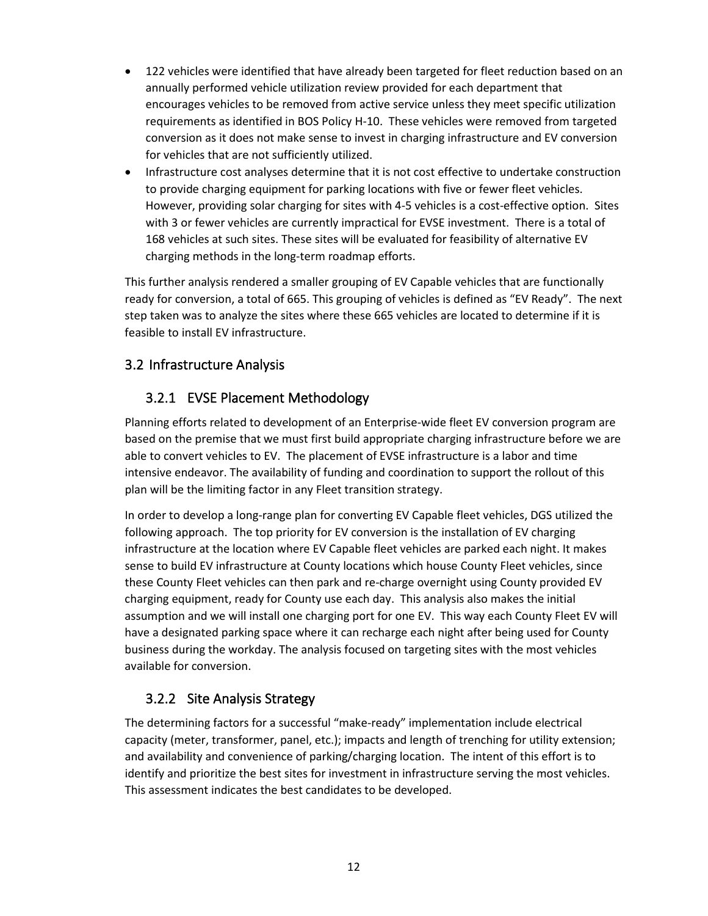- 122 vehicles were identified that have already been targeted for fleet reduction based on an annually performed vehicle utilization review provided for each department that encourages vehicles to be removed from active service unless they meet specific utilization requirements as identified in BOS Policy H-10. These vehicles were removed from targeted conversion as it does not make sense to invest in charging infrastructure and EV conversion for vehicles that are not sufficiently utilized.
- Infrastructure cost analyses determine that it is not cost effective to undertake construction to provide charging equipment for parking locations with five or fewer fleet vehicles. However, providing solar charging for sites with 4-5 vehicles is a cost-effective option. Sites with 3 or fewer vehicles are currently impractical for EVSE investment. There is a total of 168 vehicles at such sites. These sites will be evaluated for feasibility of alternative EV charging methods in the long-term roadmap efforts.

This further analysis rendered a smaller grouping of EV Capable vehicles that are functionally ready for conversion, a total of 665. This grouping of vehicles is defined as "EV Ready". The next step taken was to analyze the sites where these 665 vehicles are located to determine if it is feasible to install EV infrastructure.

## 3.2 Infrastructure Analysis

### 3.2.1 EVSE Placement Methodology

Planning efforts related to development of an Enterprise-wide fleet EV conversion program are based on the premise that we must first build appropriate charging infrastructure before we are able to convert vehicles to EV. The placement of EVSE infrastructure is a labor and time intensive endeavor. The availability of funding and coordination to support the rollout of this plan will be the limiting factor in any Fleet transition strategy.

In order to develop a long-range plan for converting EV Capable fleet vehicles, DGS utilized the following approach. The top priority for EV conversion is the installation of EV charging infrastructure at the location where EV Capable fleet vehicles are parked each night. It makes sense to build EV infrastructure at County locations which house County Fleet vehicles, since these County Fleet vehicles can then park and re-charge overnight using County provided EV charging equipment, ready for County use each day. This analysis also makes the initial assumption and we will install one charging port for one EV. This way each County Fleet EV will have a designated parking space where it can recharge each night after being used for County business during the workday. The analysis focused on targeting sites with the most vehicles available for conversion.

### 3.2.2 Site Analysis Strategy

The determining factors for a successful "make-ready" implementation include electrical capacity (meter, transformer, panel, etc.); impacts and length of trenching for utility extension; and availability and convenience of parking/charging location. The intent of this effort is to identify and prioritize the best sites for investment in infrastructure serving the most vehicles. This assessment indicates the best candidates to be developed.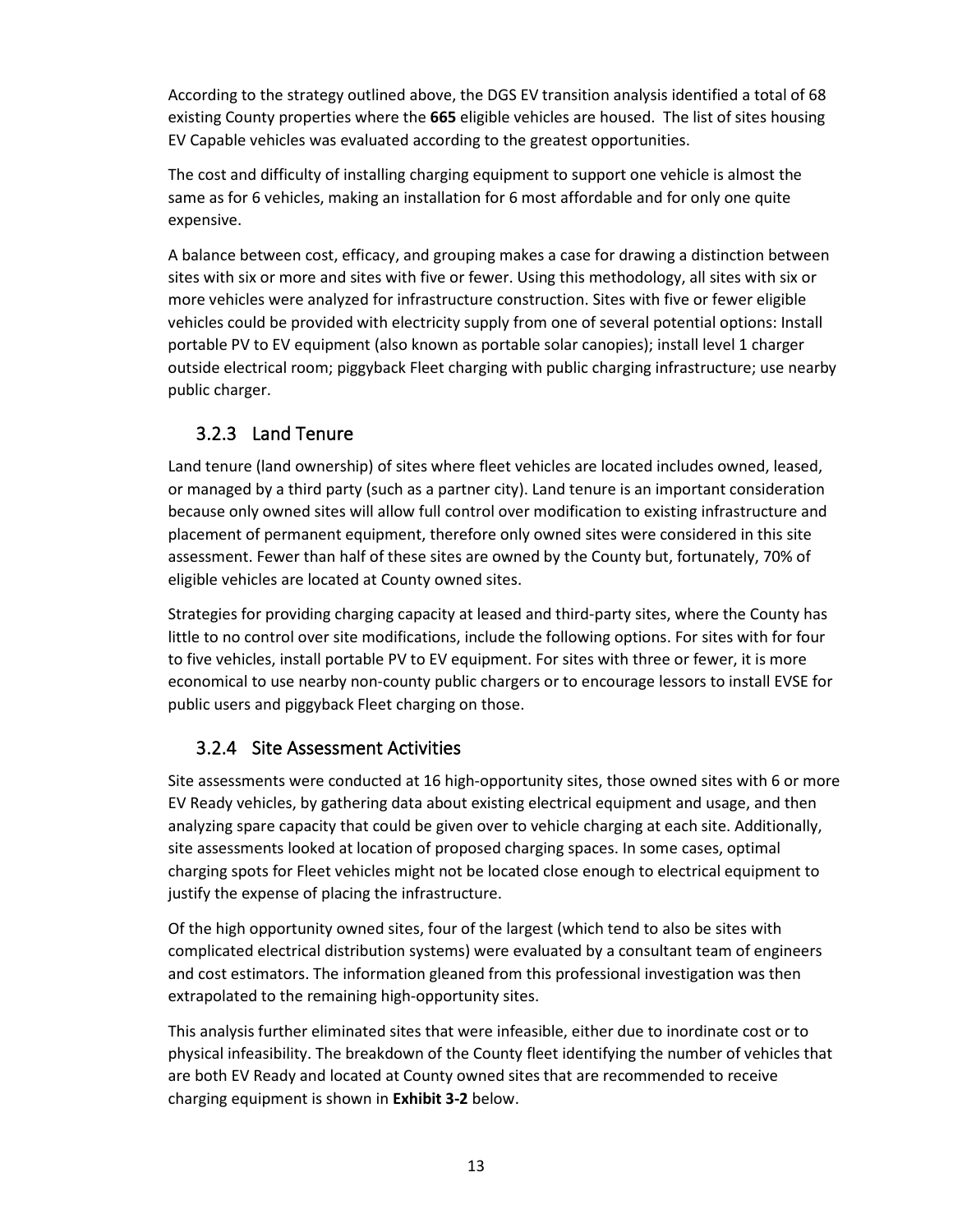According to the strategy outlined above, the DGS EV transition analysis identified a total of 68 existing County properties where the **665** eligible vehicles are housed. The list of sites housing EV Capable vehicles was evaluated according to the greatest opportunities.

The cost and difficulty of installing charging equipment to support one vehicle is almost the same as for 6 vehicles, making an installation for 6 most affordable and for only one quite expensive.

A balance between cost, efficacy, and grouping makes a case for drawing a distinction between sites with six or more and sites with five or fewer. Using this methodology, all sites with six or more vehicles were analyzed for infrastructure construction. Sites with five or fewer eligible vehicles could be provided with electricity supply from one of several potential options: Install portable PV to EV equipment (also known as portable solar canopies); install level 1 charger outside electrical room; piggyback Fleet charging with public charging infrastructure; use nearby public charger.

### 3.2.3 Land Tenure

Land tenure (land ownership) of sites where fleet vehicles are located includes owned, leased, or managed by a third party (such as a partner city). Land tenure is an important consideration because only owned sites will allow full control over modification to existing infrastructure and placement of permanent equipment, therefore only owned sites were considered in this site assessment. Fewer than half of these sites are owned by the County but, fortunately, 70% of eligible vehicles are located at County owned sites.

Strategies for providing charging capacity at leased and third-party sites, where the County has little to no control over site modifications, include the following options. For sites with for four to five vehicles, install portable PV to EV equipment. For sites with three or fewer, it is more economical to use nearby non-county public chargers or to encourage lessors to install EVSE for public users and piggyback Fleet charging on those.

### 3.2.4 Site Assessment Activities

Site assessments were conducted at 16 high-opportunity sites, those owned sites with 6 or more EV Ready vehicles, by gathering data about existing electrical equipment and usage, and then analyzing spare capacity that could be given over to vehicle charging at each site. Additionally, site assessments looked at location of proposed charging spaces. In some cases, optimal charging spots for Fleet vehicles might not be located close enough to electrical equipment to justify the expense of placing the infrastructure.

Of the high opportunity owned sites, four of the largest (which tend to also be sites with complicated electrical distribution systems) were evaluated by a consultant team of engineers and cost estimators. The information gleaned from this professional investigation was then extrapolated to the remaining high-opportunity sites.

This analysis further eliminated sites that were infeasible, either due to inordinate cost or to physical infeasibility. The breakdown of the County fleet identifying the number of vehicles that are both EV Ready and located at County owned sites that are recommended to receive charging equipment is shown in **Exhibit 3-2** below.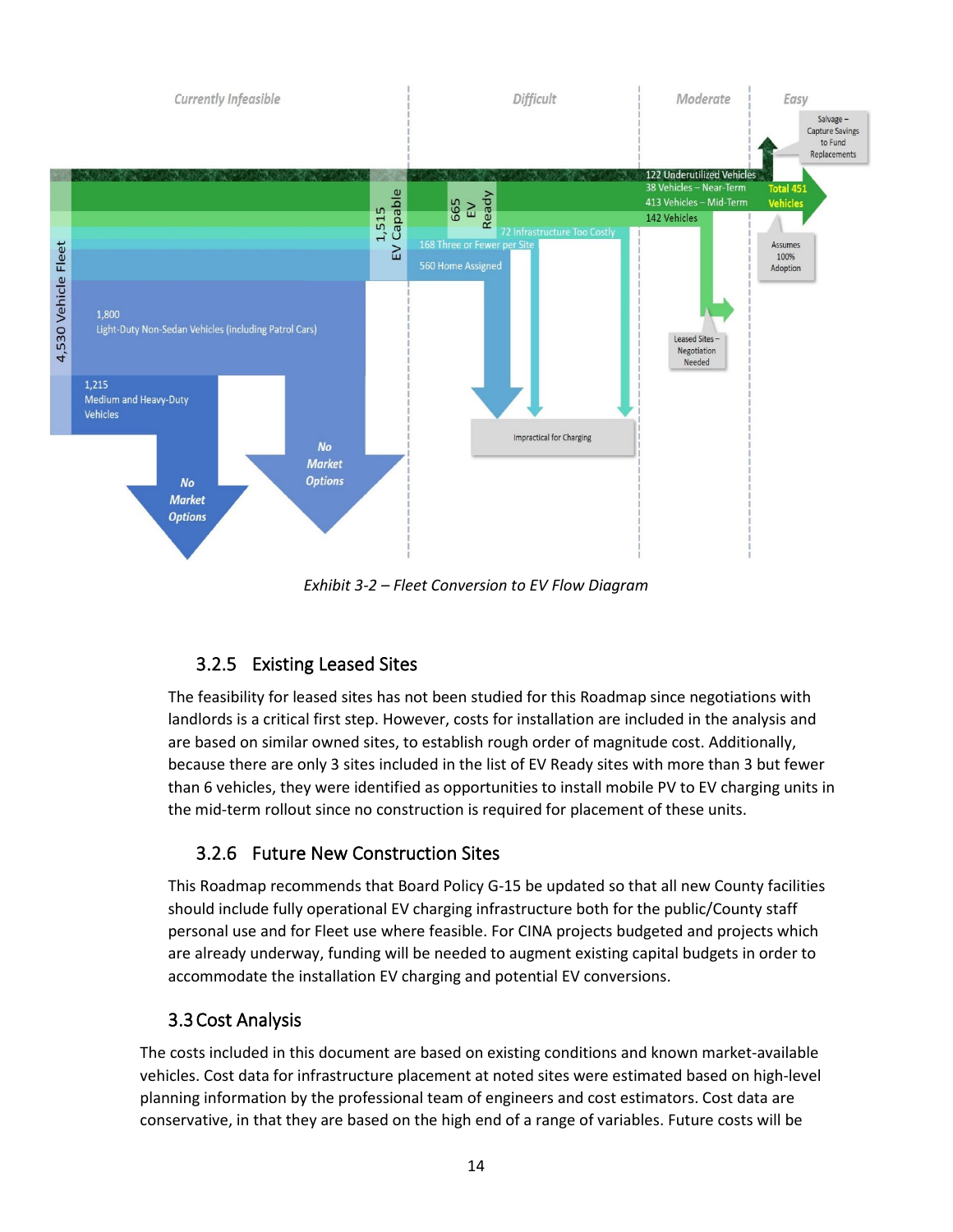Exhibit 3-2 – Fleet Conversion to EV Flow Diagram

### 3.2.5 Existing Leased Sites

The feasibility for leased sites has not been studied for this Roadmap since negotiations with landlords is a critical first step. However, costs for installation are included in the analysis and are based on similar owned sites, to establish rough order of magnitude cost. Additionally, because there are only 3 sites included in the list of EV Ready sites with more than 3 but fewer than 6 vehicles, they were identified as opportunities to install mobile PV to EV charging units in the mid-term rollout since no construction is required for placement of these units.

### 3.2.6 Future New Construction Sites

This Roadmap recommends that Board Policy G-15 be updated so that all new County facilities should include fully operational EV charging infrastructure both for the public/County staff personal use and for Fleet use where feasible. For CINA projects budgeted and projects which are already underway, funding will be needed to augment existing capital budgets in order to accommodate the installation EV charging and potential EV conversions.

## 3.3 Cost Analysis

The costs included in this document are based on existing conditions and known market-available vehicles. Cost data for infrastructure placement at noted sites were estimated based on high-level planning information by the professional team of engineers and cost estimators. Cost data are conservative, in that they are based on the high end of a range of variables. Future costs will be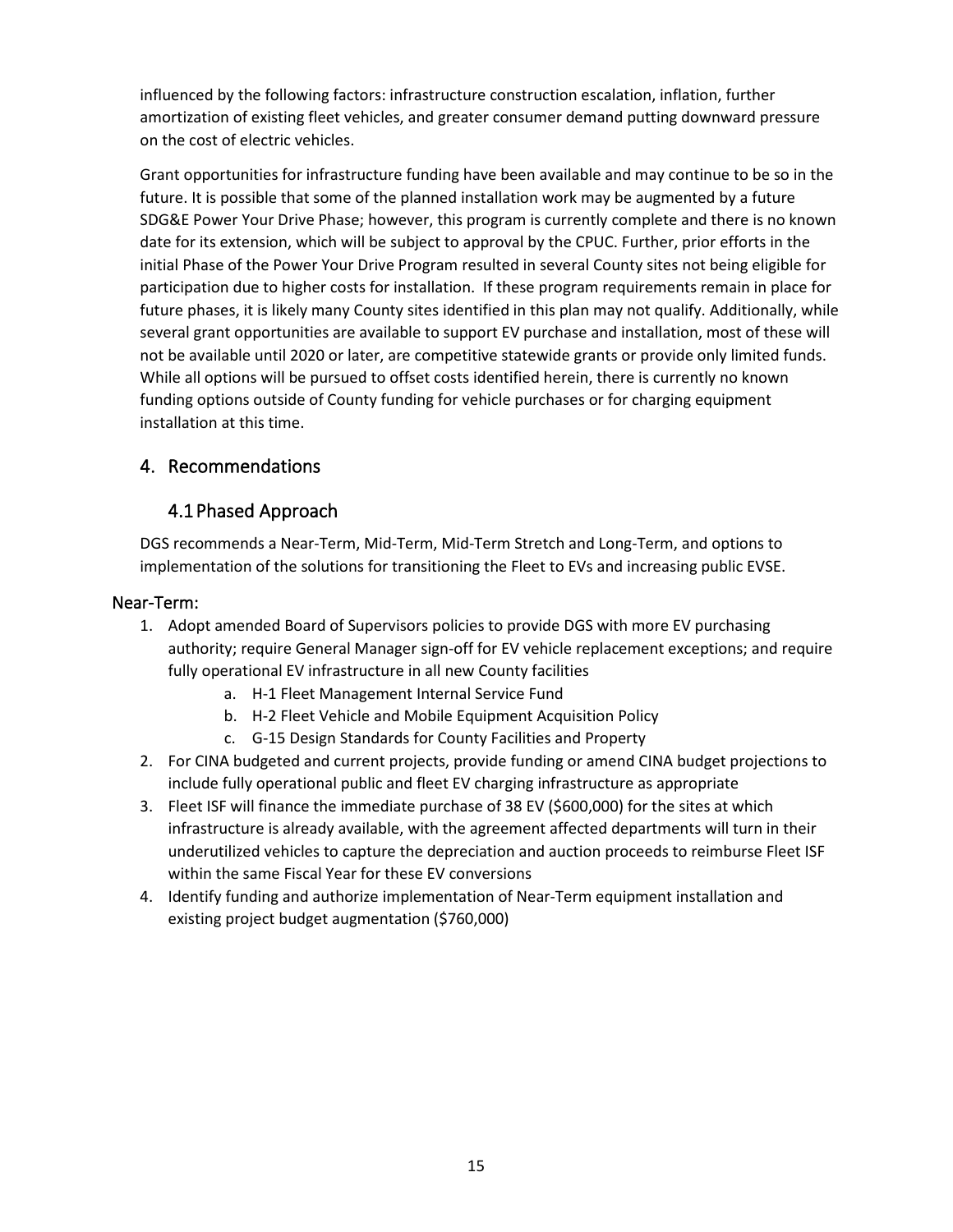influenced by the following factors: infrastructure construction escalation, inflation, further amortization of existing fleet vehicles, and greater consumer demand putting downward pressure on the cost of electric vehicles.

Grant opportunities for infrastructure funding have been available and may continue to be so in the future. It is possible that some of the planned installation work may be augmented by a future SDG&E Power Your Drive Phase; however, this program is currently complete and there is no known date for its extension, which will be subject to approval by the CPUC. Further, prior efforts in the initial Phase of the Power Your Drive Program resulted in several County sites not being eligible for participation due to higher costs for installation. If these program requirements remain in place for future phases, it is likely many County sites identified in this plan may not qualify. Additionally, while several grant opportunities are available to support EV purchase and installation, most of these will not be available until 2020 or later, are competitive statewide grants or provide only limited funds. While all options will be pursued to offset costs identified herein, there is currently no known funding options outside of County funding for vehicle purchases or for charging equipment installation at this time.

## 4. Recommendations

### 4.1 Phased Approach

DGS recommends a Near-Term, Mid-Term, Mid-Term Stretch and Long-Term, and options to implementation of the solutions for transitioning the Fleet to EVs and increasing public EVSE.

#### Near-Term:

1. Adopt amended Board of Supervisors policies to provide DGS with more EV purchasing authority; require General Manager sign-off for EV vehicle replacement exceptions; and require fully operational EV infrastructure in all new County facilities
   a. H-1 Fleet Management Internal Service Fund
   b. H-2 Fleet Vehicle and Mobile Equipment Acquisition Policy
   c. G-15 Design Standards for County Facilities and Property
2. For CINA budgeted and current projects, provide funding or amend CINA budget projections to include fully operational public and fleet EV charging infrastructure as appropriate
3. Fleet ISF will finance the immediate purchase of 38 EV ($600,000) for the sites at which infrastructure is already available, with the agreement affected departments will turn in their underutilized vehicles to capture the depreciation and auction proceeds to reimburse Fleet ISF within the same Fiscal Year for these EV conversions
4. Identify funding and authorize implementation of Near-Term equipment installation and existing project budget augmentation ($760,000)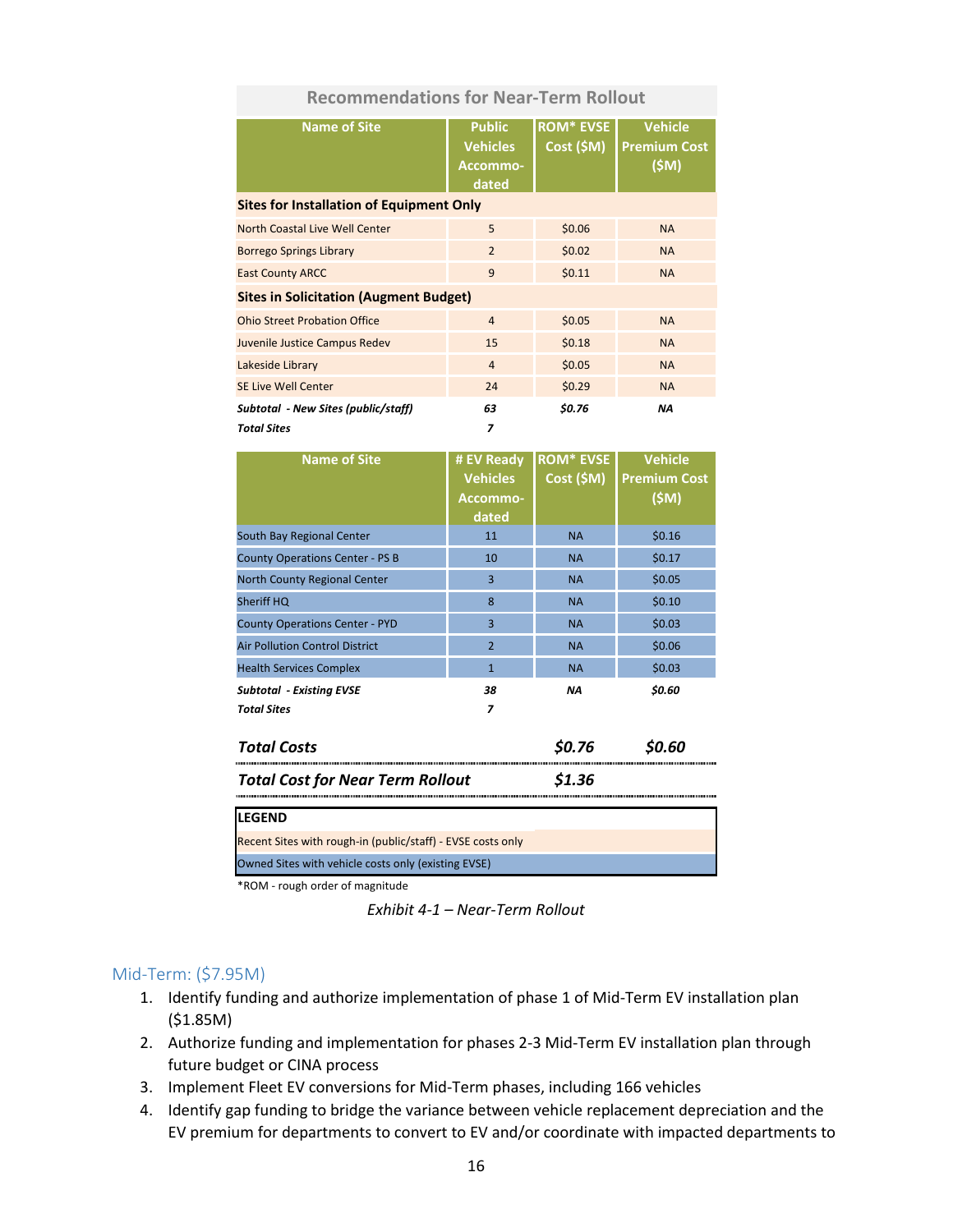**Recommendations for Near-Term Rollout**

| Name of Site | Public Vehicles Accommo-dated | ROM* EVSE Cost ($M) | Vehicle Premium Cost ($M) |
|---|---|---|---|
| **Sites for Installation of Equipment Only** | | | |
| North Coastal Live Well Center | 5 | $0.06 | NA |
| Borrego Springs Library | 2 | $0.02 | NA |
| East County ARCC | 9 | $0.11 | NA |
| **Sites in Solicitation (Augment Budget)** | | | |
| Ohio Street Probation Office | 4 | $0.05 | NA |
| Juvenile Justice Campus Redev | 15 | $0.18 | NA |
| Lakeside Library | 4 | $0.05 | NA |
| SE Live Well Center | 24 | $0.29 | NA |
| ***Subtotal - New Sites (public/staff)*** | ***63*** | ***$0.76*** | ***NA*** |
| ***Total Sites*** | ***7*** | | |

| Name of Site | # EV Ready Vehicles Accommo-dated | ROM* EVSE Cost ($M) | Vehicle Premium Cost ($M) |
|---|---|---|---|
| South Bay Regional Center | 11 | NA | $0.16 |
| County Operations Center - PS B | 10 | NA | $0.17 |
| North County Regional Center | 3 | NA | $0.05 |
| Sheriff HQ | 8 | NA | $0.10 |
| County Operations Center - PYD | 3 | NA | $0.03 |
| Air Pollution Control District | 2 | NA | $0.06 |
| Health Services Complex | 1 | NA | $0.03 |
| ***Subtotal - Existing EVSE*** | ***38*** | ***NA*** | ***$0.60*** |
| ***Total Sites*** | ***7*** | | |

| | | | |
|---|---|---|---|
| ***Total Costs*** | | ***$0.76*** | ***$0.60*** |
| ***Total Cost for Near Term Rollout*** | | ***$1.36*** | |

| **LEGEND** |
|---|
| Recent Sites with rough-in (public/staff) - EVSE costs only |
| Owned Sites with vehicle costs only (existing EVSE) |

*ROM - rough order of magnitude

*Exhibit 4-1 – Near-Term Rollout*

## Mid-Term: ($7.95M)

1. Identify funding and authorize implementation of phase 1 of Mid-Term EV installation plan ($1.85M)
2. Authorize funding and implementation for phases 2-3 Mid-Term EV installation plan through future budget or CINA process
3. Implement Fleet EV conversions for Mid-Term phases, including 166 vehicles
4. Identify gap funding to bridge the variance between vehicle replacement depreciation and the EV premium for departments to convert to EV and/or coordinate with impacted departments to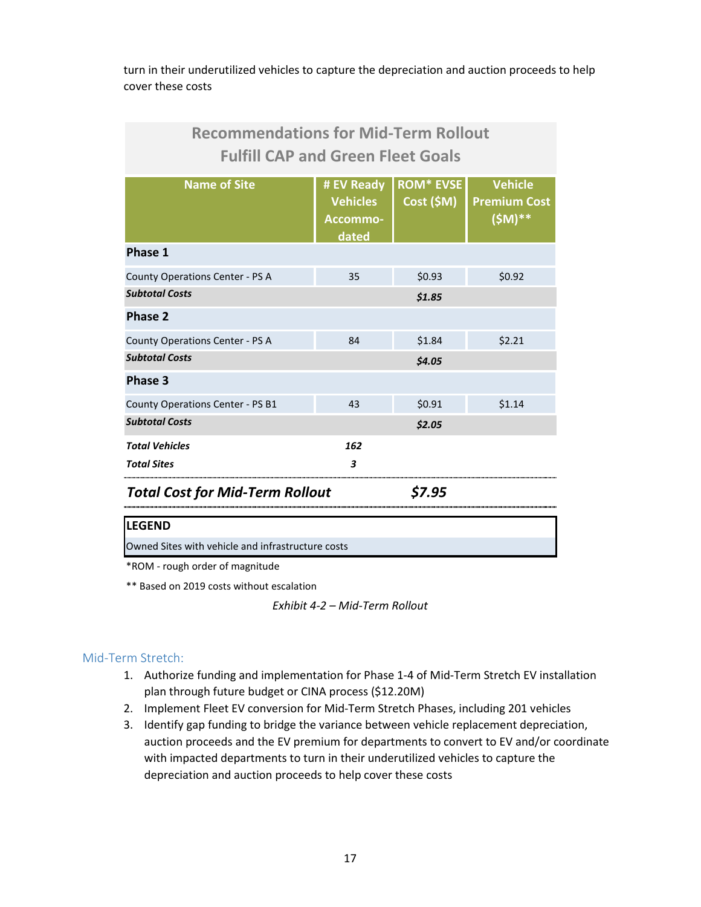turn in their underutilized vehicles to capture the depreciation and auction proceeds to help cover these costs

| Recommendations for Mid-Term Rollout<br>Fulfill CAP and Green Fleet Goals | | | |
|---|---|---|---|
| **Name of Site** | **# EV Ready Vehicles Accommo-dated** | **ROM* EVSE Cost ($M)** | **Vehicle Premium Cost ($M)**** |
| **Phase 1** | | | |
| County Operations Center - PS A | 35 | $0.93 | $0.92 |
| ***Subtotal Costs*** | | ***$1.85*** | |
| **Phase 2** | | | |
| County Operations Center - PS A | 84 | $1.84 | $2.21 |
| ***Subtotal Costs*** | | ***$4.05*** | |
| **Phase 3** | | | |
| County Operations Center - PS B1 | 43 | $0.91 | $1.14 |
| ***Subtotal Costs*** | | ***$2.05*** | |
| ***Total Vehicles*** | ***162*** | | |
| ***Total Sites*** | ***3*** | | |
| ***Total Cost for Mid-Term Rollout*** | | ***$7.95*** | |

| **LEGEND** |
|---|
| Owned Sites with vehicle and infrastructure costs |

*ROM - rough order of magnitude

** Based on 2019 costs without escalation

*Exhibit 4-2 – Mid-Term Rollout*

## Mid-Term Stretch:

1. Authorize funding and implementation for Phase 1-4 of Mid-Term Stretch EV installation plan through future budget or CINA process ($12.20M)
2. Implement Fleet EV conversion for Mid-Term Stretch Phases, including 201 vehicles
3. Identify gap funding to bridge the variance between vehicle replacement depreciation, auction proceeds and the EV premium for departments to convert to EV and/or coordinate with impacted departments to turn in their underutilized vehicles to capture the depreciation and auction proceeds to help cover these costs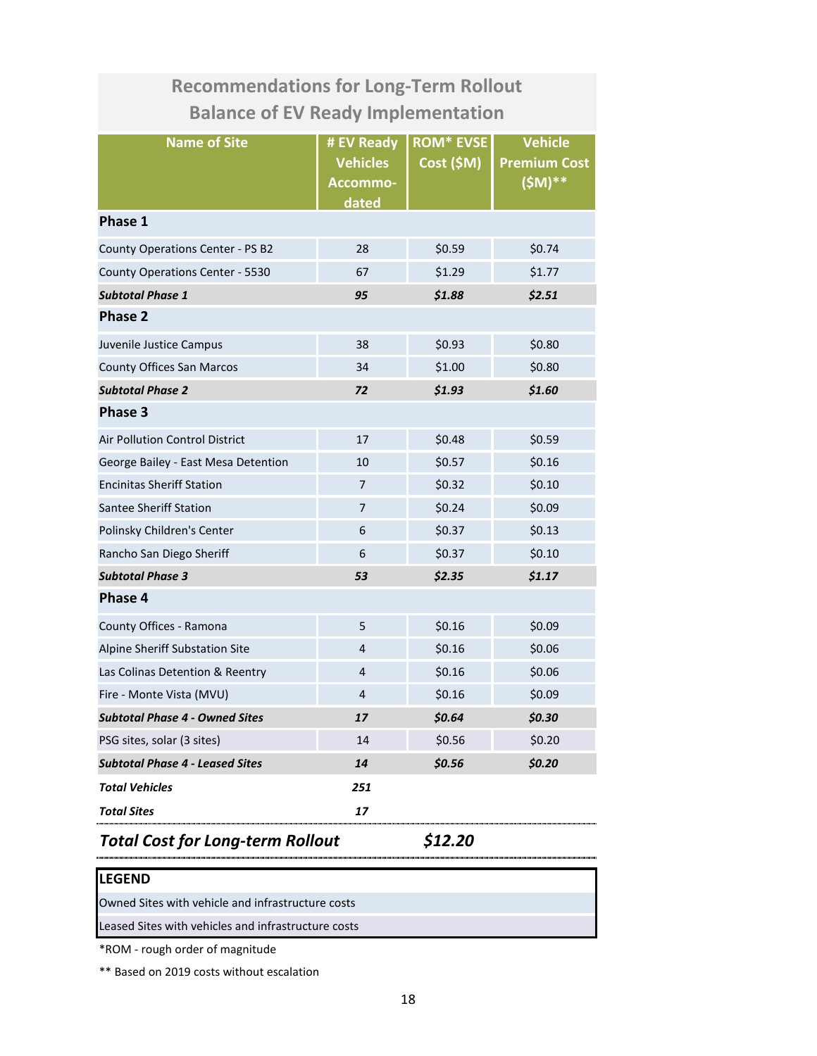## Recommendations for Long-Term Rollout
## Balance of EV Ready Implementation

| Name of Site | # EV Ready Vehicles Accommo-dated | ROM* EVSE Cost ($M) | Vehicle Premium Cost ($M)** |
|---|---|---|---|
| **Phase 1** | | | |
| County Operations Center - PS B2 | 28 | $0.59 | $0.74 |
| County Operations Center - 5530 | 67 | $1.29 | $1.77 |
| ***Subtotal Phase 1*** | ***95*** | ***$1.88*** | ***$2.51*** |
| **Phase 2** | | | |
| Juvenile Justice Campus | 38 | $0.93 | $0.80 |
| County Offices San Marcos | 34 | $1.00 | $0.80 |
| ***Subtotal Phase 2*** | ***72*** | ***$1.93*** | ***$1.60*** |
| **Phase 3** | | | |
| Air Pollution Control District | 17 | $0.48 | $0.59 |
| George Bailey - East Mesa Detention | 10 | $0.57 | $0.16 |
| Encinitas Sheriff Station | 7 | $0.32 | $0.10 |
| Santee Sheriff Station | 7 | $0.24 | $0.09 |
| Polinsky Children's Center | 6 | $0.37 | $0.13 |
| Rancho San Diego Sheriff | 6 | $0.37 | $0.10 |
| ***Subtotal Phase 3*** | ***53*** | ***$2.35*** | ***$1.17*** |
| **Phase 4** | | | |
| County Offices - Ramona | 5 | $0.16 | $0.09 |
| Alpine Sheriff Substation Site | 4 | $0.16 | $0.06 |
| Las Colinas Detention & Reentry | 4 | $0.16 | $0.06 |
| Fire - Monte Vista (MVU) | 4 | $0.16 | $0.09 |
| ***Subtotal Phase 4 - Owned Sites*** | ***17*** | ***$0.64*** | ***$0.30*** |
| PSG sites, solar (3 sites) | 14 | $0.56 | $0.20 |
| ***Subtotal Phase 4 - Leased Sites*** | ***14*** | ***$0.56*** | ***$0.20*** |
| ***Total Vehicles*** | ***251*** | | |
| ***Total Sites*** | ***17*** | | |
| ***Total Cost for Long-term Rollout*** | | ***$12.20*** | |

| **LEGEND** |
|---|
| Owned Sites with vehicle and infrastructure costs |
| Leased Sites with vehicles and infrastructure costs |

*ROM - rough order of magnitude

** Based on 2019 costs without escalation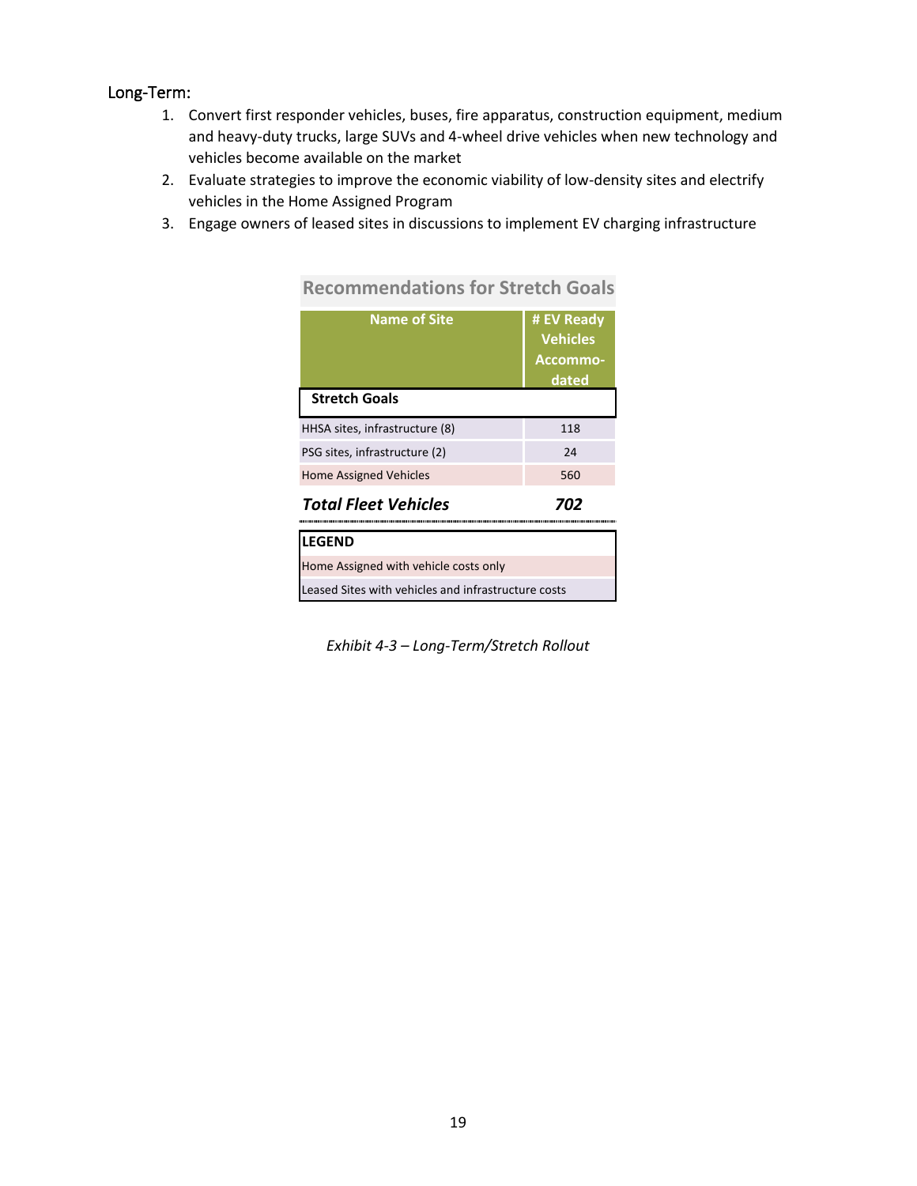## Long-Term:

1. Convert first responder vehicles, buses, fire apparatus, construction equipment, medium and heavy-duty trucks, large SUVs and 4-wheel drive vehicles when new technology and vehicles become available on the market
2. Evaluate strategies to improve the economic viability of low-density sites and electrify vehicles in the Home Assigned Program
3. Engage owners of leased sites in discussions to implement EV charging infrastructure

**Recommendations for Stretch Goals**

| Name of Site | # EV Ready Vehicles Accommo-dated |
|---|---|
| **Stretch Goals** | |
| HHSA sites, infrastructure (8) | 118 |
| PSG sites, infrastructure (2) | 24 |
| Home Assigned Vehicles | 560 |
| ***Total Fleet Vehicles*** | ***702*** |

| LEGEND |
|---|
| Home Assigned with vehicle costs only |
| Leased Sites with vehicles and infrastructure costs |

*Exhibit 4-3 – Long-Term/Stretch Rollout*